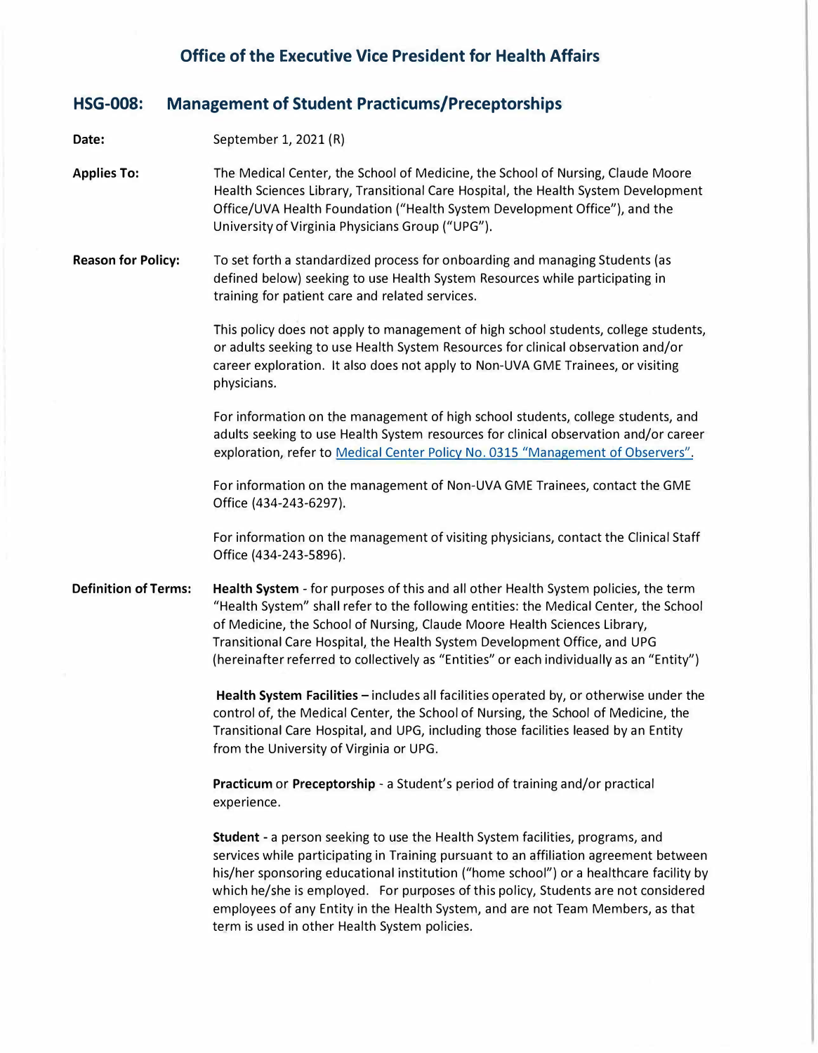# Office of the Executive Vice President for Health Affairs

## HSG-008: Management of Student Practicums/Preceptorships

**Date:** September 1, 2021 (R)

**Applies To:** The Medical Center, the School of Medicine, the School of Nursing, Claude Moore Health Sciences Library, Transitional Care Hospital, the Health System Development Office/UVA Health Foundation ("Health System Development Office"), and the University of Virginia Physicians Group ("UPG").

**Reason for Policy:** To set forth a standardized process for onboarding and managing Students (as defined below) seeking to use Health System Resources while participating in training for patient care and related services.

This policy does not apply to management of high school students, college students, or adults seeking to use Health System Resources for clinical observation and/or career exploration. It also does not apply to Non-UVA GME Trainees, or visiting physicians.

For information on the management of high school students, college students, and adults seeking to use Health System resources for clinical observation and/or career exploration, refer to [Medical Center Policy No. 0315 "Management of Observers".]()

For information on the management of Non-UVA GME Trainees, contact the GME Office (434-243-6297).

For information on the management of visiting physicians, contact the Clinical Staff Office (434-243-5896).

**Definition of Terms:** **Health System** - for purposes of this and all other Health System policies, the term "Health System" shall refer to the following entities: the Medical Center, the School of Medicine, the School of Nursing, Claude Moore Health Sciences Library, Transitional Care Hospital, the Health System Development Office, and UPG (hereinafter referred to collectively as "Entities" or each individually as an "Entity")

**Health System Facilities –** includes all facilities operated by, or otherwise under the control of, the Medical Center, the School of Nursing, the School of Medicine, the Transitional Care Hospital, and UPG, including those facilities leased by an Entity from the University of Virginia or UPG.

**Practicum** or **Preceptorship** - a Student's period of training and/or practical experience.

**Student -** a person seeking to use the Health System facilities, programs, and services while participating in Training pursuant to an affiliation agreement between his/her sponsoring educational institution ("home school") or a healthcare facility by which he/she is employed. For purposes of this policy, Students are not considered employees of any Entity in the Health System, and are not Team Members, as that term is used in other Health System policies.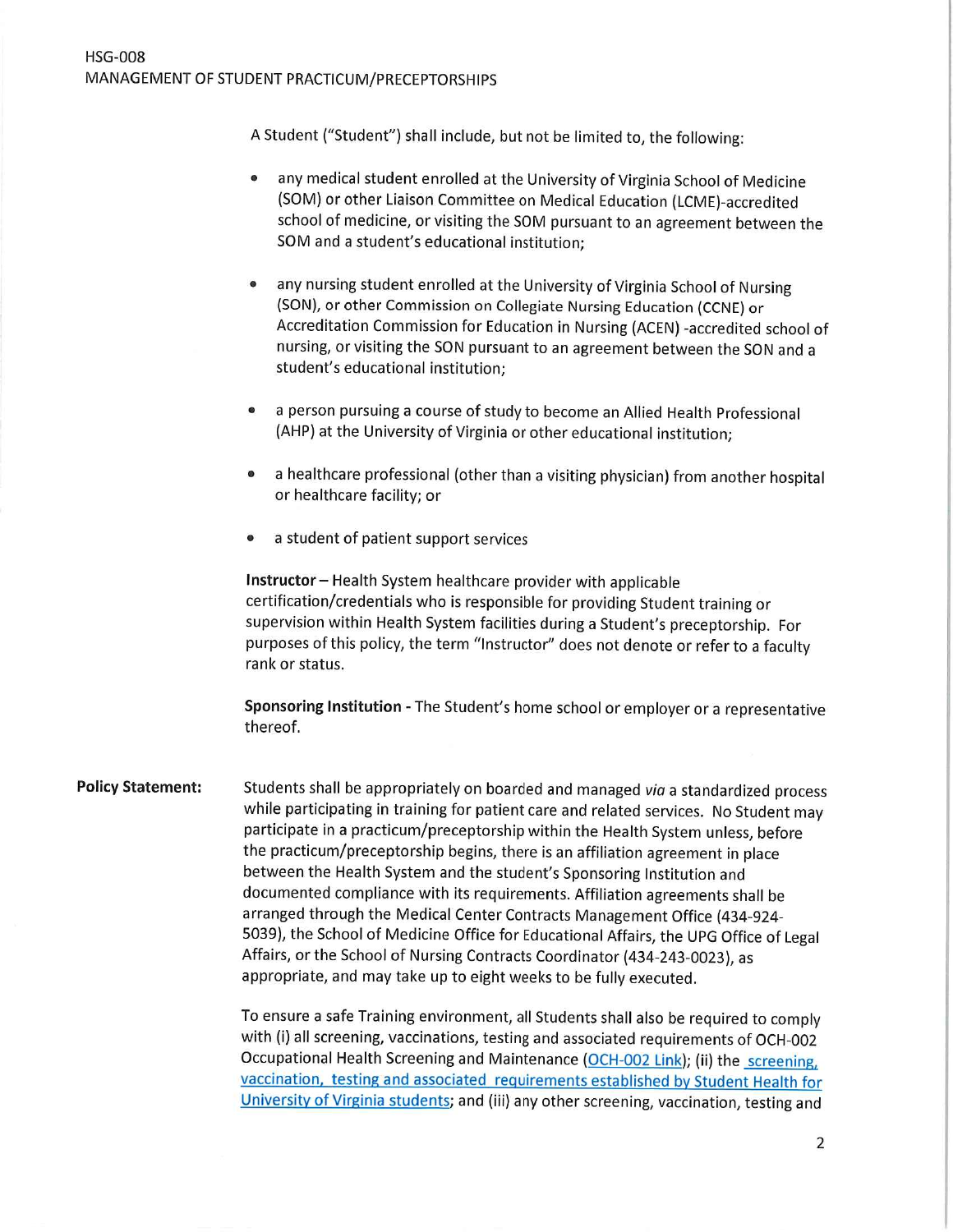A Student ("Student") shall include, but not be limited to, the following:

- any medical student enrolled at the University of Virginia School of Medicine (SOM) or other Liaison Committee on Medical Education (LCME)-accredited school of medicine, or visiting the SOM pursuant to an agreement between the SOM and a student's educational institution;
- any nursing student enrolled at the University of Virginia School of Nursing (SON), or other Commission on Collegiate Nursing Education (CCNE) or Accreditation Commission for Education in Nursing (ACEN) -accredited school of nursing, or visiting the SON pursuant to an agreement between the SON and a student's educational institution;
- a person pursuing a course of study to become an Allied Health Professional (AHP) at the University of Virginia or other educational institution;
- a healthcare professional (other than a visiting physician) from another hospital or healthcare facility; or
- a student of patient support services

**Instructor** – Health System healthcare provider with applicable certification/credentials who is responsible for providing Student training or supervision within Health System facilities during a Student's preceptorship. For purposes of this policy, the term "Instructor" does not denote or refer to a faculty rank or status.

**Sponsoring Institution** - The Student's home school or employer or a representative thereof.

**Policy Statement:** Students shall be appropriately on boarded and managed *via* a standardized process while participating in training for patient care and related services. No Student may participate in a practicum/preceptorship within the Health System unless, before the practicum/preceptorship begins, there is an affiliation agreement in place between the Health System and the student's Sponsoring Institution and documented compliance with its requirements. Affiliation agreements shall be arranged through the Medical Center Contracts Management Office (434-924-5039), the School of Medicine Office for Educational Affairs, the UPG Office of Legal Affairs, or the School of Nursing Contracts Coordinator (434-243-0023), as appropriate, and may take up to eight weeks to be fully executed.

To ensure a safe Training environment, all Students shall also be required to comply with (i) all screening, vaccinations, testing and associated requirements of OCH-002 Occupational Health Screening and Maintenance (OCH-002 Link); (ii) the screening, vaccination, testing and associated requirements established by Student Health for University of Virginia students; and (iii) any other screening, vaccination, testing and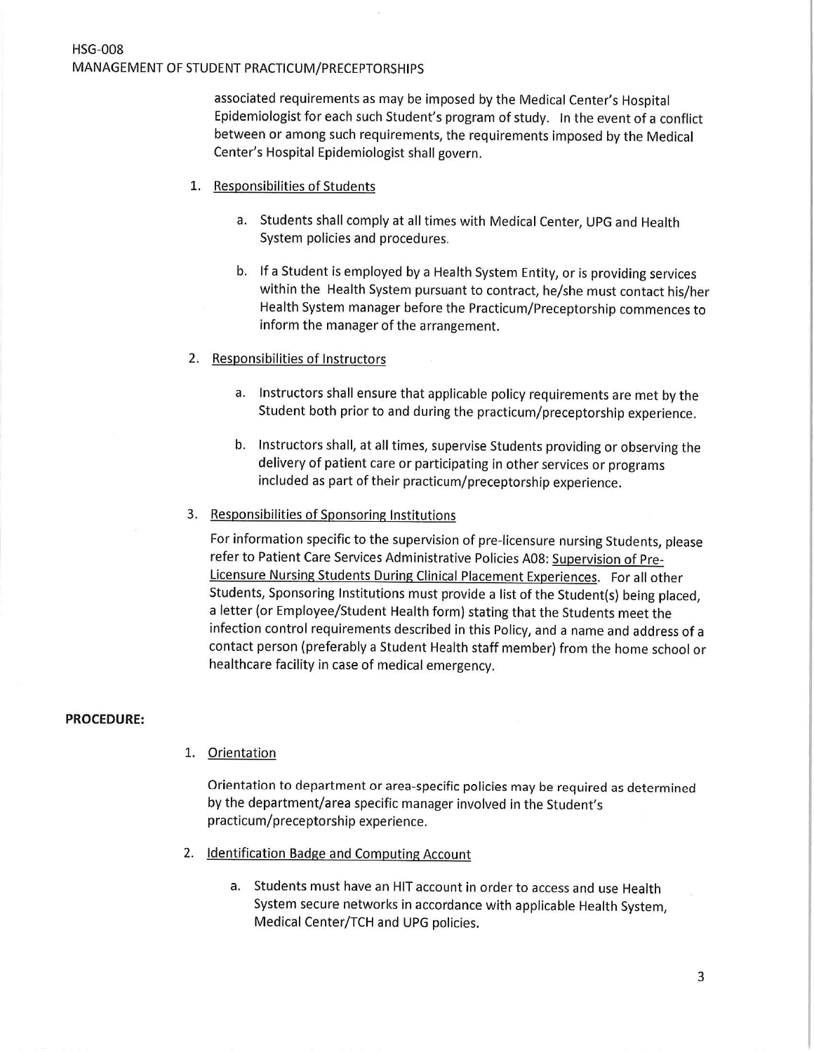associated requirements as may be imposed by the Medical Center's Hospital Epidemiologist for each such Student's program of study. In the event of a conflict between or among such requirements, the requirements imposed by the Medical Center's Hospital Epidemiologist shall govern.

1. Responsibilities of Students

   a. Students shall comply at all times with Medical Center, UPG and Health System policies and procedures.

   b. If a Student is employed by a Health System Entity, or is providing services within the Health System pursuant to contract, he/she must contact his/her Health System manager before the Practicum/Preceptorship commences to inform the manager of the arrangement.

2. Responsibilities of Instructors

   a. Instructors shall ensure that applicable policy requirements are met by the Student both prior to and during the practicum/preceptorship experience.

   b. Instructors shall, at all times, supervise Students providing or observing the delivery of patient care or participating in other services or programs included as part of their practicum/preceptorship experience.

3. Responsibilities of Sponsoring Institutions

   For information specific to the supervision of pre-licensure nursing Students, please refer to Patient Care Services Administrative Policies A08: Supervision of Pre-Licensure Nursing Students During Clinical Placement Experiences. For all other Students, Sponsoring Institutions must provide a list of the Student(s) being placed, a letter (or Employee/Student Health form) stating that the Students meet the infection control requirements described in this Policy, and a name and address of a contact person (preferably a Student Health staff member) from the home school or healthcare facility in case of medical emergency.

**PROCEDURE:**

1. Orientation

   Orientation to department or area-specific policies may be required as determined by the department/area specific manager involved in the Student's practicum/preceptorship experience.

2. Identification Badge and Computing Account

   a. Students must have an HIT account in order to access and use Health System secure networks in accordance with applicable Health System, Medical Center/TCH and UPG policies.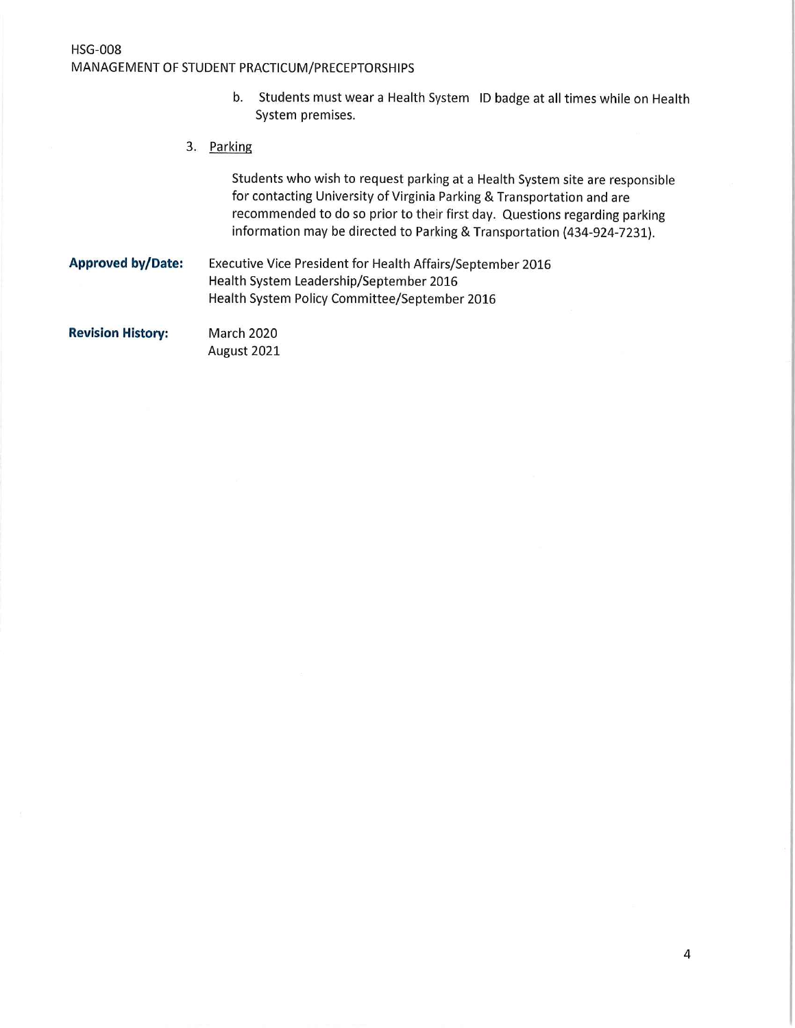b. Students must wear a Health System ID badge at all times while on Health System premises.

3. Parking

   Students who wish to request parking at a Health System site are responsible for contacting University of Virginia Parking & Transportation and are recommended to do so prior to their first day. Questions regarding parking information may be directed to Parking & Transportation (434-924-7231).

**Approved by/Date:** Executive Vice President for Health Affairs/September 2016
Health System Leadership/September 2016
Health System Policy Committee/September 2016

**Revision History:** March 2020
August 2021